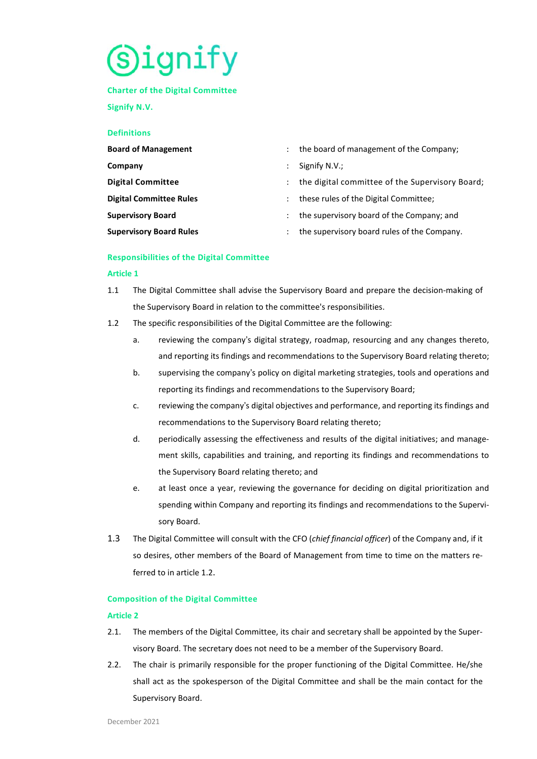Signify

# Charter of the Digital Committee

## Signify N.V.

### Definitions

| | | |
|---|---|---|
| **Board of Management** | : | the board of management of the Company; |
| **Company** | : | Signify N.V.; |
| **Digital Committee** | : | the digital committee of the Supervisory Board; |
| **Digital Committee Rules** | : | these rules of the Digital Committee; |
| **Supervisory Board** | : | the supervisory board of the Company; and |
| **Supervisory Board Rules** | : | the supervisory board rules of the Company. |

### Responsibilities of the Digital Committee

#### Article 1

1.1 The Digital Committee shall advise the Supervisory Board and prepare the decision-making of the Supervisory Board in relation to the committee's responsibilities.

1.2 The specific responsibilities of the Digital Committee are the following:

a. reviewing the company's digital strategy, roadmap, resourcing and any changes thereto, and reporting its findings and recommendations to the Supervisory Board relating thereto;

b. supervising the company's policy on digital marketing strategies, tools and operations and reporting its findings and recommendations to the Supervisory Board;

c. reviewing the company's digital objectives and performance, and reporting its findings and recommendations to the Supervisory Board relating thereto;

d. periodically assessing the effectiveness and results of the digital initiatives; and management skills, capabilities and training, and reporting its findings and recommendations to the Supervisory Board relating thereto; and

e. at least once a year, reviewing the governance for deciding on digital prioritization and spending within Company and reporting its findings and recommendations to the Supervisory Board.

1.3 The Digital Committee will consult with the CFO (*chief financial officer*) of the Company and, if it so desires, other members of the Board of Management from time to time on the matters referred to in article 1.2.

### Composition of the Digital Committee

#### Article 2

2.1. The members of the Digital Committee, its chair and secretary shall be appointed by the Supervisory Board. The secretary does not need to be a member of the Supervisory Board.

2.2. The chair is primarily responsible for the proper functioning of the Digital Committee. He/she shall act as the spokesperson of the Digital Committee and shall be the main contact for the Supervisory Board.

December 2021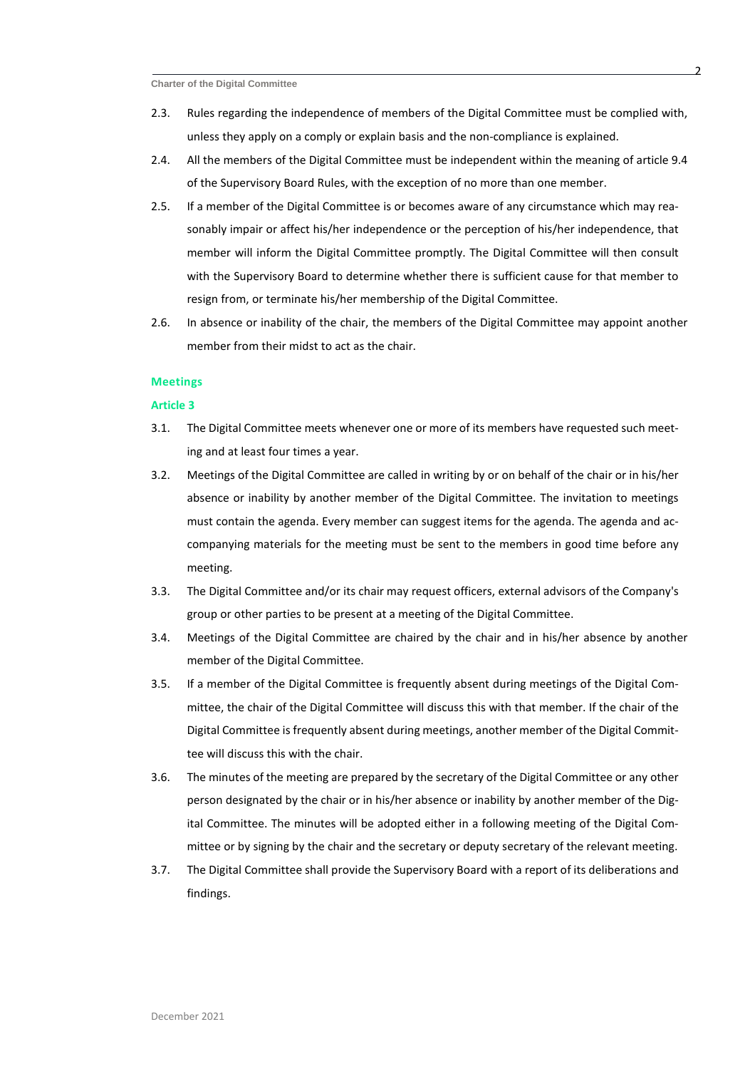2.3. Rules regarding the independence of members of the Digital Committee must be complied with, unless they apply on a comply or explain basis and the non-compliance is explained.

2.4. All the members of the Digital Committee must be independent within the meaning of article 9.4 of the Supervisory Board Rules, with the exception of no more than one member.

2.5. If a member of the Digital Committee is or becomes aware of any circumstance which may reasonably impair or affect his/her independence or the perception of his/her independence, that member will inform the Digital Committee promptly. The Digital Committee will then consult with the Supervisory Board to determine whether there is sufficient cause for that member to resign from, or terminate his/her membership of the Digital Committee.

2.6. In absence or inability of the chair, the members of the Digital Committee may appoint another member from their midst to act as the chair.

## Meetings

### Article 3

3.1. The Digital Committee meets whenever one or more of its members have requested such meeting and at least four times a year.

3.2. Meetings of the Digital Committee are called in writing by or on behalf of the chair or in his/her absence or inability by another member of the Digital Committee. The invitation to meetings must contain the agenda. Every member can suggest items for the agenda. The agenda and accompanying materials for the meeting must be sent to the members in good time before any meeting.

3.3. The Digital Committee and/or its chair may request officers, external advisors of the Company's group or other parties to be present at a meeting of the Digital Committee.

3.4. Meetings of the Digital Committee are chaired by the chair and in his/her absence by another member of the Digital Committee.

3.5. If a member of the Digital Committee is frequently absent during meetings of the Digital Committee, the chair of the Digital Committee will discuss this with that member. If the chair of the Digital Committee is frequently absent during meetings, another member of the Digital Committee will discuss this with the chair.

3.6. The minutes of the meeting are prepared by the secretary of the Digital Committee or any other person designated by the chair or in his/her absence or inability by another member of the Digital Committee. The minutes will be adopted either in a following meeting of the Digital Committee or by signing by the chair and the secretary or deputy secretary of the relevant meeting.

3.7. The Digital Committee shall provide the Supervisory Board with a report of its deliberations and findings.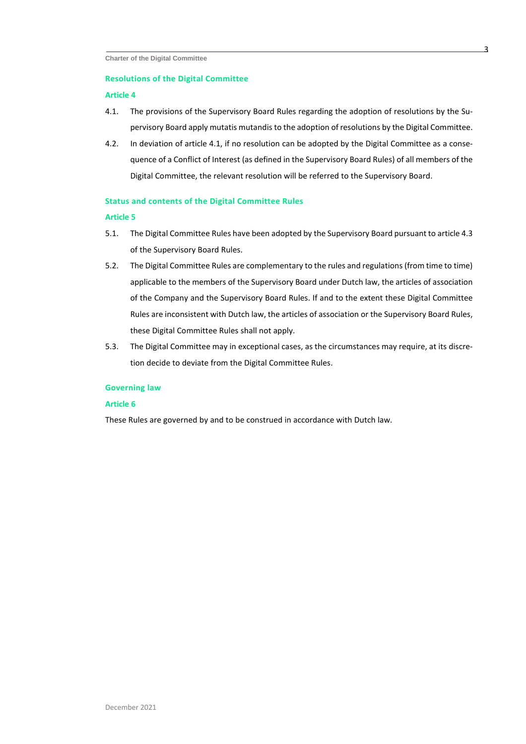## Resolutions of the Digital Committee

### Article 4

4.1. The provisions of the Supervisory Board Rules regarding the adoption of resolutions by the Supervisory Board apply mutatis mutandis to the adoption of resolutions by the Digital Committee.

4.2. In deviation of article 4.1, if no resolution can be adopted by the Digital Committee as a consequence of a Conflict of Interest (as defined in the Supervisory Board Rules) of all members of the Digital Committee, the relevant resolution will be referred to the Supervisory Board.

## Status and contents of the Digital Committee Rules

### Article 5

5.1. The Digital Committee Rules have been adopted by the Supervisory Board pursuant to article 4.3 of the Supervisory Board Rules.

5.2. The Digital Committee Rules are complementary to the rules and regulations (from time to time) applicable to the members of the Supervisory Board under Dutch law, the articles of association of the Company and the Supervisory Board Rules. If and to the extent these Digital Committee Rules are inconsistent with Dutch law, the articles of association or the Supervisory Board Rules, these Digital Committee Rules shall not apply.

5.3. The Digital Committee may in exceptional cases, as the circumstances may require, at its discretion decide to deviate from the Digital Committee Rules.

## Governing law

### Article 6

These Rules are governed by and to be construed in accordance with Dutch law.